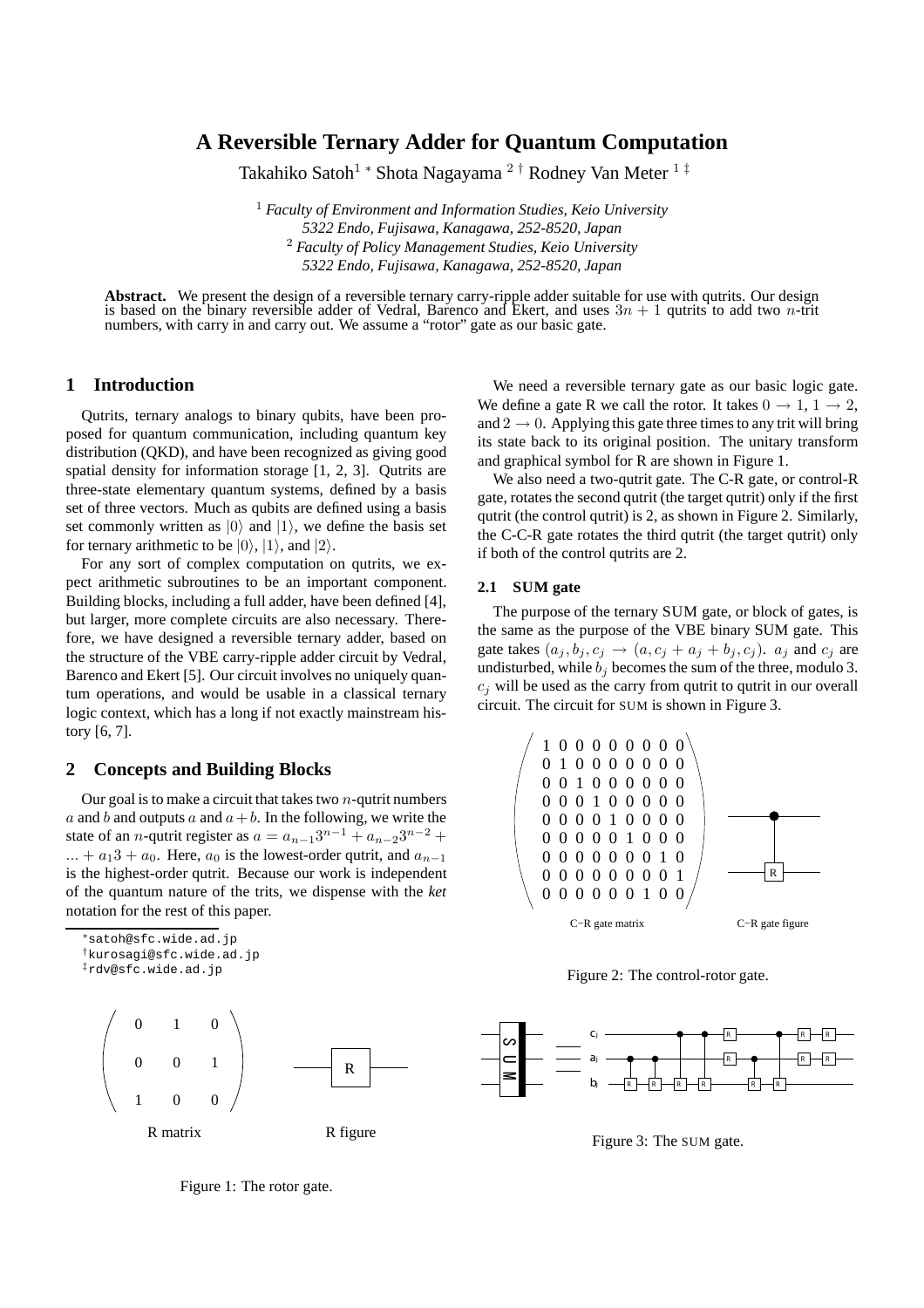# A Reversible Ternary Adder for Quantum Computation

Takahiko Satoh[1] * Shota Nagayama [2] † Rodney Van Meter [1] ‡

[1] *Faculty of Environment and Information Studies, Keio University*
*5322 Endo, Fujisawa, Kanagawa, 252-8520, Japan*
[2] *Faculty of Policy Management Studies, Keio University*
*5322 Endo, Fujisawa, Kanagawa, 252-8520, Japan*

**Abstract.** We present the design of a reversible ternary carry-ripple adder suitable for use with qutrits. Our design is based on the binary reversible adder of Vedral, Barenco and Ekert, and uses $3n+1$ qutrits to add two $n$-trit numbers, with carry in and carry out. We assume a "rotor" gate as our basic gate.

## 1 Introduction

Qutrits, ternary analogs to binary qubits, have been proposed for quantum communication, including quantum key distribution (QKD), and have been recognized as giving good spatial density for information storage [1, 2, 3]. Qutrits are three-state elementary quantum systems, defined by a basis set of three vectors. Much as qubits are defined using a basis set commonly written as $|0\rangle$ and $|1\rangle$, we define the basis set for ternary arithmetic to be $|0\rangle$, $|1\rangle$, and $|2\rangle$.

For any sort of complex computation on qutrits, we expect arithmetic subroutines to be an important component. Building blocks, including a full adder, have been defined [4], but larger, more complete circuits are also necessary. Therefore, we have designed a reversible ternary adder, based on the structure of the VBE carry-ripple adder circuit by Vedral, Barenco and Ekert [5]. Our circuit involves no uniquely quantum operations, and would be usable in a classical ternary logic context, which has a long if not exactly mainstream history [6, 7].

## 2 Concepts and Building Blocks

Our goal is to make a circuit that takes two $n$-qutrit numbers $a$ and $b$ and outputs $a$ and $a+b$. In the following, we write the state of an $n$-qutrit register as $a = a_{n-1}3^{n-1} + a_{n-2}3^{n-2} + ... + a_1 3 + a_0$. Here, $a_0$ is the lowest-order qutrit, and $a_{n-1}$ is the highest-order qutrit. Because our work is independent of the quantum nature of the trits, we dispense with the *ket* notation for the rest of this paper.

*satoh@sfc.wide.ad.jp
†kurosagi@sfc.wide.ad.jp
‡rdv@sfc.wide.ad.jp

$$\begin{pmatrix} 0 & 1 & 0 \\ 0 & 0 & 1 \\ 1 & 0 & 0 \end{pmatrix}$$

R matrix — R figure

Figure 1: The rotor gate.

We need a reversible ternary gate as our basic logic gate. We define a gate R we call the rotor. It takes $0 \rightarrow 1$, $1 \rightarrow 2$, and $2 \rightarrow 0$. Applying this gate three times to any trit will bring its state back to its original position. The unitary transform and graphical symbol for R are shown in Figure 1.

We also need a two-qutrit gate. The C-R gate, or control-R gate, rotates the second qutrit (the target qutrit) only if the first qutrit (the control qutrit) is 2, as shown in Figure 2. Similarly, the C-C-R gate rotates the third qutrit (the target qutrit) only if both of the control qutrits are 2.

### 2.1 SUM gate

The purpose of the ternary SUM gate, or block of gates, is the same as the purpose of the VBE binary SUM gate. This gate takes $(a_j, b_j, c_j \rightarrow (a, c_j + a_j + b_j, c_j)$. $a_j$ and $c_j$ are undisturbed, while $b_j$ becomes the sum of the three, modulo 3. $c_j$ will be used as the carry from qutrit to qutrit in our overall circuit. The circuit for SUM is shown in Figure 3.

$$\begin{pmatrix} 1&0&0&0&0&0&0&0&0 \\ 0&1&0&0&0&0&0&0&0 \\ 0&0&1&0&0&0&0&0&0 \\ 0&0&0&1&0&0&0&0&0 \\ 0&0&0&0&1&0&0&0&0 \\ 0&0&0&0&0&1&0&0&0 \\ 0&0&0&0&0&0&0&1&0 \\ 0&0&0&0&0&0&0&0&1 \\ 0&0&0&0&0&0&1&0&0 \end{pmatrix}$$

C−R gate matrix — C−R gate figure

Figure 2: The control-rotor gate.

Figure 3: The SUM gate.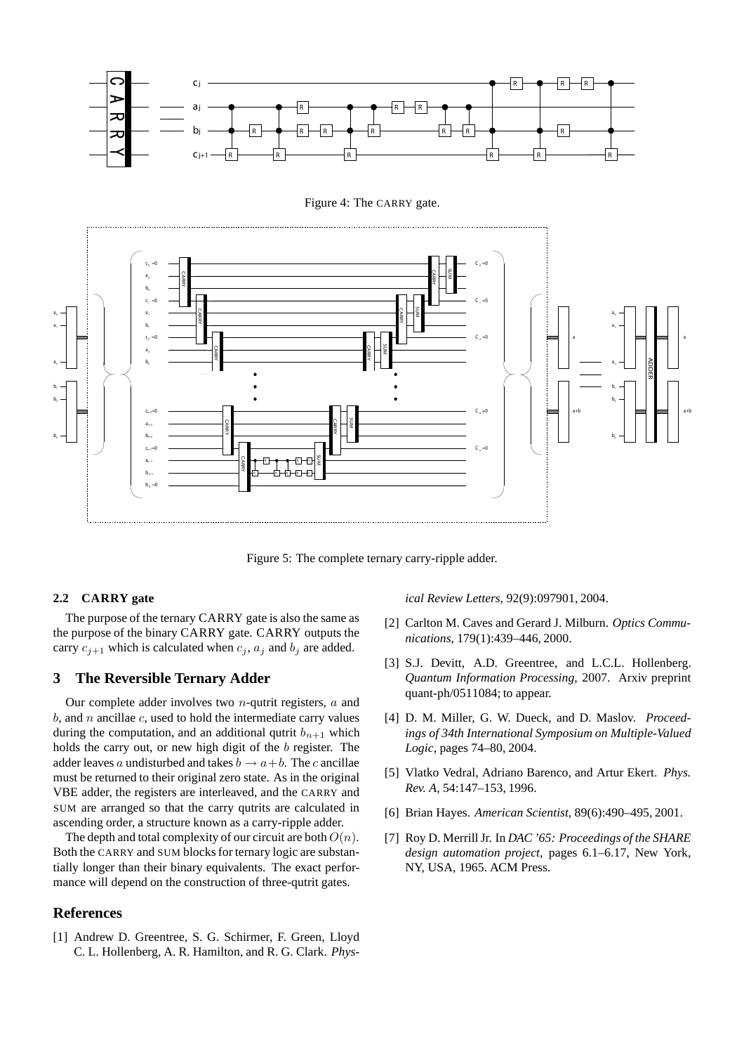Figure 4: The CARRY gate.

Figure 5: The complete ternary carry-ripple adder.

### 2.2 CARRY gate

The purpose of the ternary CARRY gate is also the same as the purpose of the binary CARRY gate. CARRY outputs the carry $c_{j+1}$ which is calculated when $c_j$, $a_j$ and $b_j$ are added.

## 3 The Reversible Ternary Adder

Our complete adder involves two $n$-qutrit registers, $a$ and $b$, and $n$ ancillae $c$, used to hold the intermediate carry values during the computation, and an additional qutrit $b_{n+1}$ which holds the carry out, or new high digit of the $b$ register. The adder leaves $a$ undisturbed and takes $b \rightarrow a+b$. The $c$ ancillae must be returned to their original zero state. As in the original VBE adder, the registers are interleaved, and the CARRY and SUM are arranged so that the carry qutrits are calculated in ascending order, a structure known as a carry-ripple adder.

The depth and total complexity of our circuit are both $O(n)$. Both the CARRY and SUM blocks for ternary logic are substantially longer than their binary equivalents. The exact performance will depend on the construction of three-qutrit gates.

## References

[1] Andrew D. Greentree, S. G. Schirmer, F. Green, Lloyd C. L. Hollenberg, A. R. Hamilton, and R. G. Clark. *Physical Review Letters*, 92(9):097901, 2004.

[2] Carlton M. Caves and Gerard J. Milburn. *Optics Communications*, 179(1):439–446, 2000.

[3] S.J. Devitt, A.D. Greentree, and L.C.L. Hollenberg. *Quantum Information Processing*, 2007. Arxiv preprint quant-ph/0511084; to appear.

[4] D. M. Miller, G. W. Dueck, and D. Maslov. *Proceedings of 34th International Symposium on Multiple-Valued Logic*, pages 74–80, 2004.

[5] Vlatko Vedral, Adriano Barenco, and Artur Ekert. *Phys. Rev. A*, 54:147–153, 1996.

[6] Brian Hayes. *American Scientist*, 89(6):490–495, 2001.

[7] Roy D. Merrill Jr. In *DAC '65: Proceedings of the SHARE design automation project*, pages 6.1–6.17, New York, NY, USA, 1965. ACM Press.